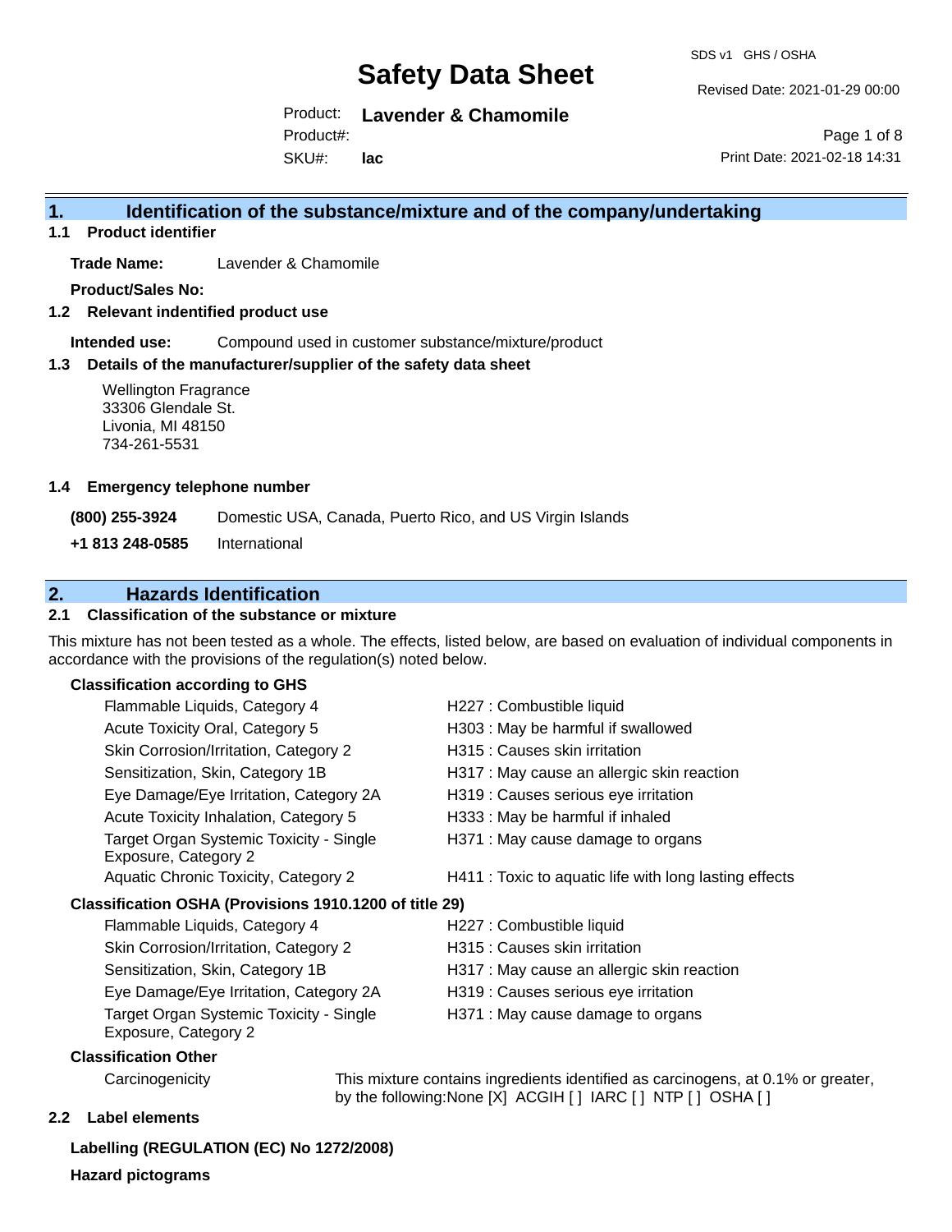# Safety Data Sheet

SDS v1 GHS / OSHA

Revised Date: 2021-01-29 00:00

Product: **Lavender & Chamomile**

Product#:

SKU#: **lac**

Print Date: 2021-02-18 14:31

## 1. Identification of the substance/mixture and of the company/undertaking

### 1.1 Product identifier

**Trade Name:** Lavender & Chamomile

**Product/Sales No:**

### 1.2 Relevant indentified product use

**Intended use:** Compound used in customer substance/mixture/product

### 1.3 Details of the manufacturer/supplier of the safety data sheet

Wellington Fragrance
33306 Glendale St.
Livonia, MI 48150
734-261-5531

### 1.4 Emergency telephone number

**(800) 255-3924** Domestic USA, Canada, Puerto Rico, and US Virgin Islands

**+1 813 248-0585** International

## 2. Hazards Identification

### 2.1 Classification of the substance or mixture

This mixture has not been tested as a whole. The effects, listed below, are based on evaluation of individual components in accordance with the provisions of the regulation(s) noted below.

**Classification according to GHS**

| | |
|---|---|
| Flammable Liquids, Category 4 | H227 : Combustible liquid |
| Acute Toxicity Oral, Category 5 | H303 : May be harmful if swallowed |
| Skin Corrosion/Irritation, Category 2 | H315 : Causes skin irritation |
| Sensitization, Skin, Category 1B | H317 : May cause an allergic skin reaction |
| Eye Damage/Eye Irritation, Category 2A | H319 : Causes serious eye irritation |
| Acute Toxicity Inhalation, Category 5 | H333 : May be harmful if inhaled |
| Target Organ Systemic Toxicity - Single Exposure, Category 2 | H371 : May cause damage to organs |
| Aquatic Chronic Toxicity, Category 2 | H411 : Toxic to aquatic life with long lasting effects |

**Classification OSHA (Provisions 1910.1200 of title 29)**

| | |
|---|---|
| Flammable Liquids, Category 4 | H227 : Combustible liquid |
| Skin Corrosion/Irritation, Category 2 | H315 : Causes skin irritation |
| Sensitization, Skin, Category 1B | H317 : May cause an allergic skin reaction |
| Eye Damage/Eye Irritation, Category 2A | H319 : Causes serious eye irritation |
| Target Organ Systemic Toxicity - Single Exposure, Category 2 | H371 : May cause damage to organs |

**Classification Other**

Carcinogenicity — This mixture contains ingredients identified as carcinogens, at 0.1% or greater, by the following:None [X] ACGIH [ ] IARC [ ] NTP [ ] OSHA [ ]

### 2.2 Label elements

**Labelling (REGULATION (EC) No 1272/2008)**

**Hazard pictograms**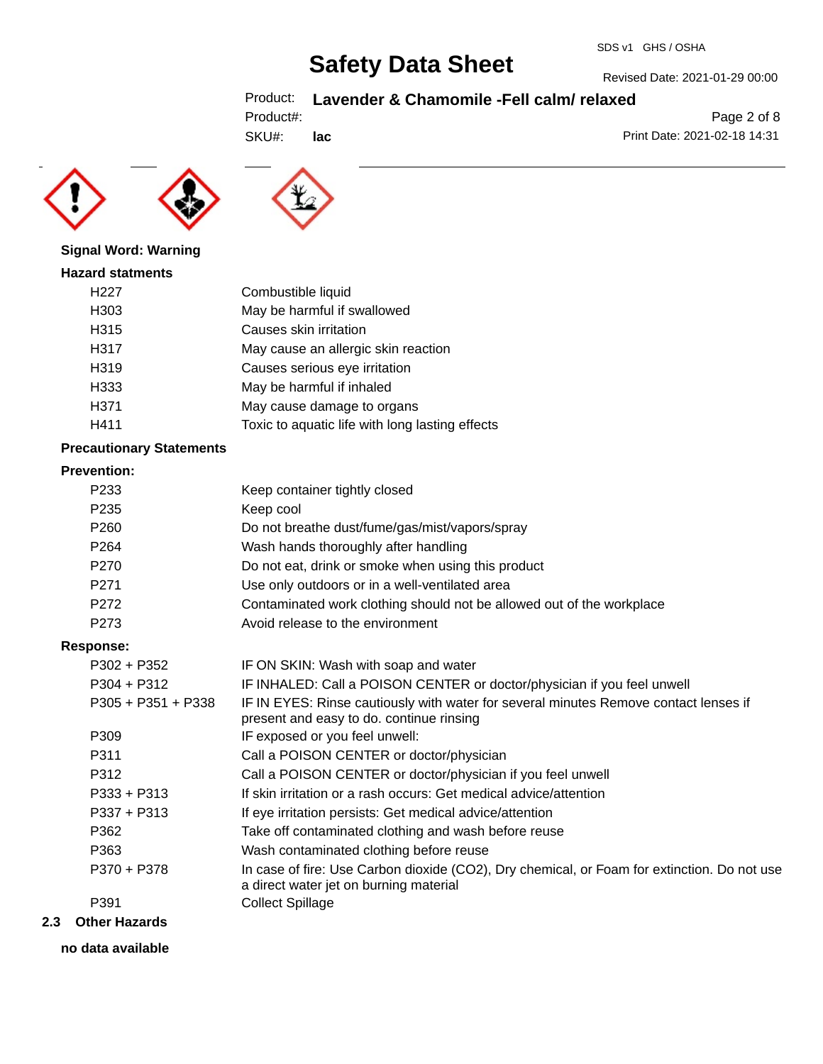**Signal Word: Warning**

**Hazard statments**

| | |
|---|---|
| H227 | Combustible liquid |
| H303 | May be harmful if swallowed |
| H315 | Causes skin irritation |
| H317 | May cause an allergic skin reaction |
| H319 | Causes serious eye irritation |
| H333 | May be harmful if inhaled |
| H371 | May cause damage to organs |
| H411 | Toxic to aquatic life with long lasting effects |

**Precautionary Statements**

**Prevention:**

| | |
|---|---|
| P233 | Keep container tightly closed |
| P235 | Keep cool |
| P260 | Do not breathe dust/fume/gas/mist/vapors/spray |
| P264 | Wash hands thoroughly after handling |
| P270 | Do not eat, drink or smoke when using this product |
| P271 | Use only outdoors or in a well-ventilated area |
| P272 | Contaminated work clothing should not be allowed out of the workplace |
| P273 | Avoid release to the environment |

**Response:**

| | |
|---|---|
| P302 + P352 | IF ON SKIN: Wash with soap and water |
| P304 + P312 | IF INHALED: Call a POISON CENTER or doctor/physician if you feel unwell |
| P305 + P351 + P338 | IF IN EYES: Rinse cautiously with water for several minutes Remove contact lenses if present and easy to do. continue rinsing |
| P309 | IF exposed or you feel unwell: |
| P311 | Call a POISON CENTER or doctor/physician |
| P312 | Call a POISON CENTER or doctor/physician if you feel unwell |
| P333 + P313 | If skin irritation or a rash occurs: Get medical advice/attention |
| P337 + P313 | If eye irritation persists: Get medical advice/attention |
| P362 | Take off contaminated clothing and wash before reuse |
| P363 | Wash contaminated clothing before reuse |
| P370 + P378 | In case of fire: Use Carbon dioxide ($CO_2$), Dry chemical, or Foam for extinction. Do not use a direct water jet on burning material |
| P391 | Collect Spillage |

**2.3 Other Hazards**

**no data available**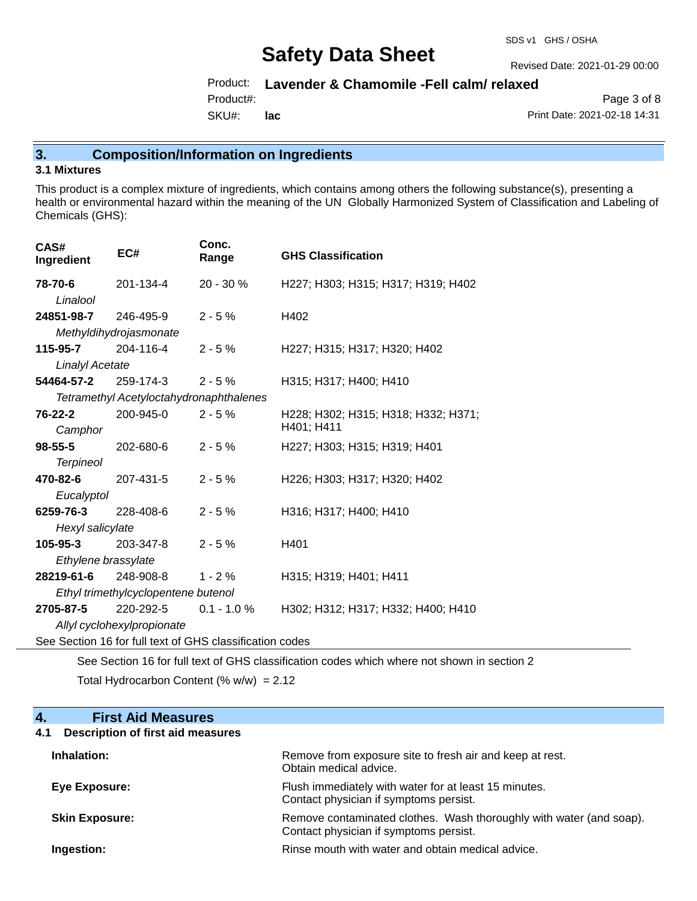## 3. Composition/Information on Ingredients

### 3.1 Mixtures

This product is a complex mixture of ingredients, which contains among others the following substance(s), presenting a health or environmental hazard within the meaning of the UN Globally Harmonized System of Classification and Labeling of Chemicals (GHS):

| CAS# Ingredient | EC# | Conc. Range | GHS Classification |
|---|---|---|---|
| **78-70-6** *Linalool* | 201-134-4 | 20 - 30 % | H227; H303; H315; H317; H319; H402 |
| **24851-98-7** *Methyldihydrojasmonate* | 246-495-9 | 2 - 5 % | H402 |
| **115-95-7** *Linalyl Acetate* | 204-116-4 | 2 - 5 % | H227; H315; H317; H320; H402 |
| **54464-57-2** *Tetramethyl Acetyloctahydronaphthalenes* | 259-174-3 | 2 - 5 % | H315; H317; H400; H410 |
| **76-22-2** *Camphor* | 200-945-0 | 2 - 5 % | H228; H302; H315; H318; H332; H371; H401; H411 |
| **98-55-5** *Terpineol* | 202-680-6 | 2 - 5 % | H227; H303; H315; H319; H401 |
| **470-82-6** *Eucalyptol* | 207-431-5 | 2 - 5 % | H226; H303; H317; H320; H402 |
| **6259-76-3** *Hexyl salicylate* | 228-408-6 | 2 - 5 % | H316; H317; H400; H410 |
| **105-95-3** *Ethylene brassylate* | 203-347-8 | 2 - 5 % | H401 |
| **28219-61-6** *Ethyl trimethylcyclopentene butenol* | 248-908-8 | 1 - 2 % | H315; H319; H401; H411 |
| **2705-87-5** *Allyl cyclohexylpropionate* | 220-292-5 | 0.1 - 1.0 % | H302; H312; H317; H332; H400; H410 |

See Section 16 for full text of GHS classification codes

See Section 16 for full text of GHS classification codes which where not shown in section 2

Total Hydrocarbon Content (% w/w) = 2.12

## 4. First Aid Measures

### 4.1 Description of first aid measures

**Inhalation:** Remove from exposure site to fresh air and keep at rest. Obtain medical advice.

**Eye Exposure:** Flush immediately with water for at least 15 minutes. Contact physician if symptoms persist.

**Skin Exposure:** Remove contaminated clothes. Wash thoroughly with water (and soap). Contact physician if symptoms persist.

**Ingestion:** Rinse mouth with water and obtain medical advice.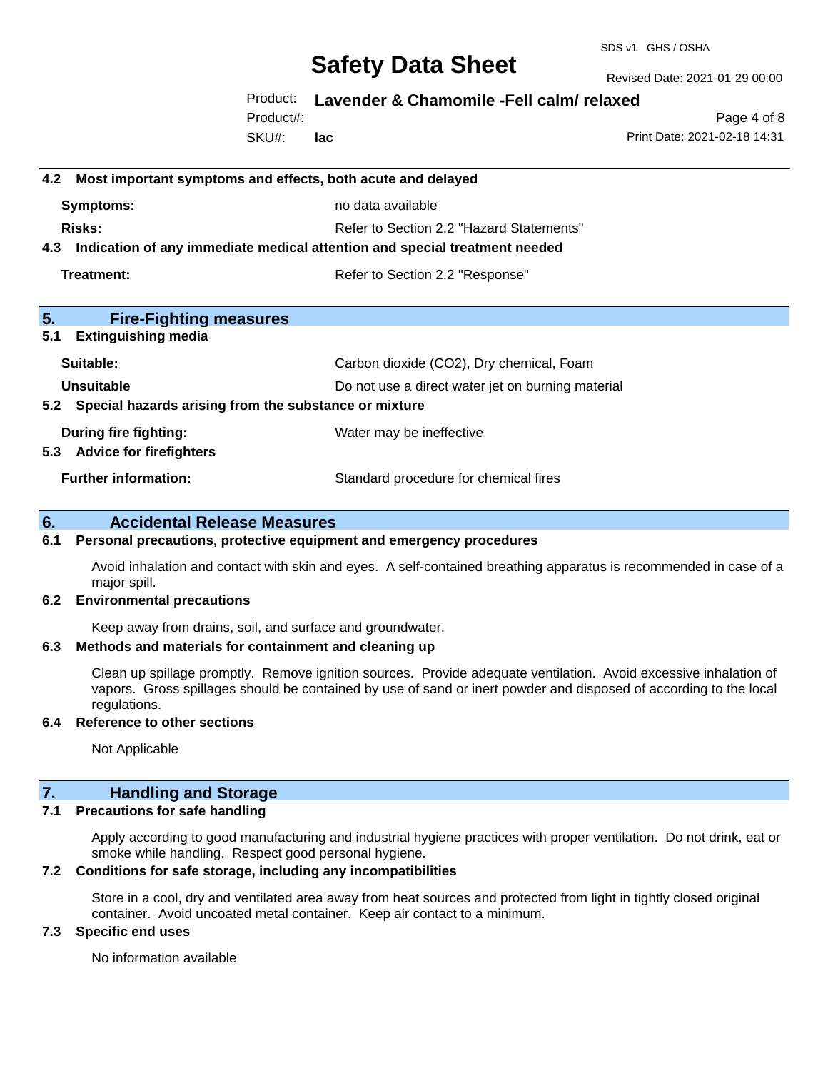### 4.2 Most important symptoms and effects, both acute and delayed

| | |
|---|---|
| **Symptoms:** | no data available |
| **Risks:** | Refer to Section 2.2 "Hazard Statements" |

### 4.3 Indication of any immediate medical attention and special treatment needed

| | |
|---|---|
| **Treatment:** | Refer to Section 2.2 "Response" |

## 5. Fire-Fighting measures

### 5.1 Extinguishing media

| | |
|---|---|
| **Suitable:** | Carbon dioxide ($CO_2$), Dry chemical, Foam |
| **Unsuitable** | Do not use a direct water jet on burning material |

### 5.2 Special hazards arising from the substance or mixture

| | |
|---|---|
| **During fire fighting:** | Water may be ineffective |

### 5.3 Advice for firefighters

| | |
|---|---|
| **Further information:** | Standard procedure for chemical fires |

## 6. Accidental Release Measures

### 6.1 Personal precautions, protective equipment and emergency procedures

Avoid inhalation and contact with skin and eyes. A self-contained breathing apparatus is recommended in case of a major spill.

### 6.2 Environmental precautions

Keep away from drains, soil, and surface and groundwater.

### 6.3 Methods and materials for containment and cleaning up

Clean up spillage promptly. Remove ignition sources. Provide adequate ventilation. Avoid excessive inhalation of vapors. Gross spillages should be contained by use of sand or inert powder and disposed of according to the local regulations.

### 6.4 Reference to other sections

Not Applicable

## 7. Handling and Storage

### 7.1 Precautions for safe handling

Apply according to good manufacturing and industrial hygiene practices with proper ventilation. Do not drink, eat or smoke while handling. Respect good personal hygiene.

### 7.2 Conditions for safe storage, including any incompatibilities

Store in a cool, dry and ventilated area away from heat sources and protected from light in tightly closed original container. Avoid uncoated metal container. Keep air contact to a minimum.

### 7.3 Specific end uses

No information available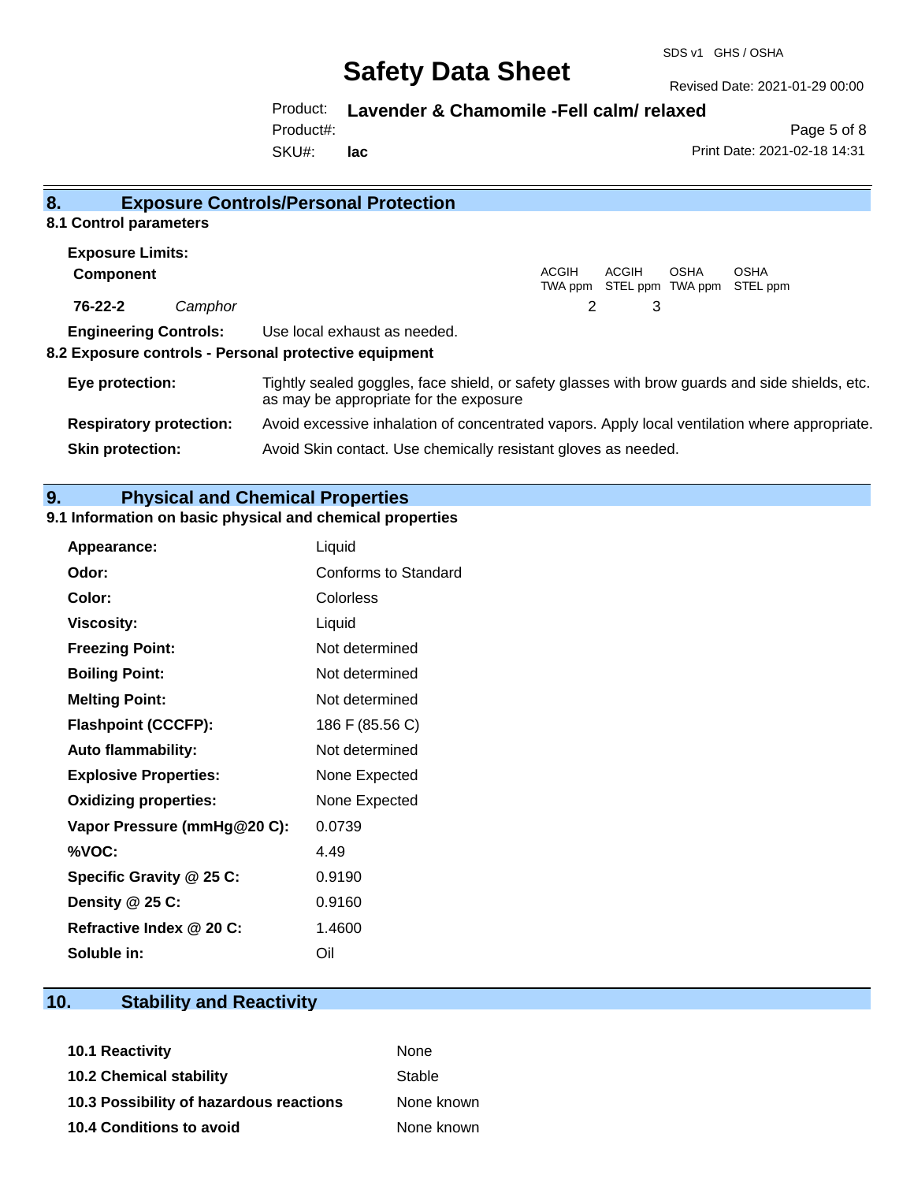## 8. Exposure Controls/Personal Protection

### 8.1 Control parameters

**Exposure Limits:**

| Component | | ACGIH TWA ppm | ACGIH STEL ppm | OSHA TWA ppm | OSHA STEL ppm |
|---|---|---|---|---|---|
| 76-22-2 | *Camphor* | 2 | 3 | | |

**Engineering Controls:** Use local exhaust as needed.

### 8.2 Exposure controls - Personal protective equipment

**Eye protection:** Tightly sealed goggles, face shield, or safety glasses with brow guards and side shields, etc. as may be appropriate for the exposure

**Respiratory protection:** Avoid excessive inhalation of concentrated vapors. Apply local ventilation where appropriate.

**Skin protection:** Avoid Skin contact. Use chemically resistant gloves as needed.

## 9. Physical and Chemical Properties

### 9.1 Information on basic physical and chemical properties

| | |
|---|---|
| **Appearance:** | Liquid |
| **Odor:** | Conforms to Standard |
| **Color:** | Colorless |
| **Viscosity:** | Liquid |
| **Freezing Point:** | Not determined |
| **Boiling Point:** | Not determined |
| **Melting Point:** | Not determined |
| **Flashpoint (CCCFP):** | 186 F (85.56 C) |
| **Auto flammability:** | Not determined |
| **Explosive Properties:** | None Expected |
| **Oxidizing properties:** | None Expected |
| **Vapor Pressure (mmHg@20 C):** | 0.0739 |
| **%VOC:** | 4.49 |
| **Specific Gravity @ 25 C:** | 0.9190 |
| **Density @ 25 C:** | 0.9160 |
| **Refractive Index @ 20 C:** | 1.4600 |
| **Soluble in:** | Oil |

## 10. Stability and Reactivity

| | |
|---|---|
| **10.1 Reactivity** | None |
| **10.2 Chemical stability** | Stable |
| **10.3 Possibility of hazardous reactions** | None known |
| **10.4 Conditions to avoid** | None known |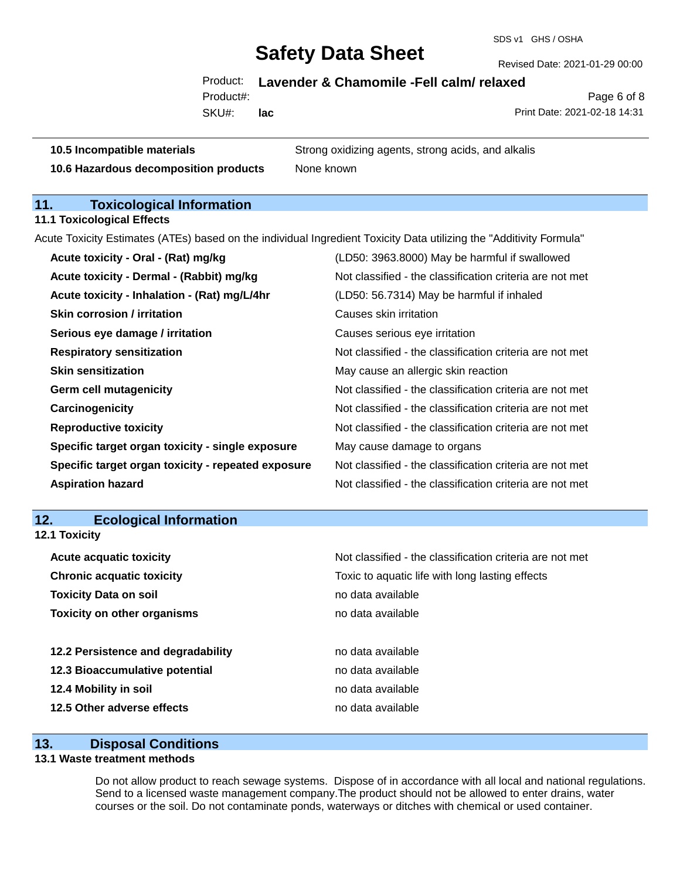| | |
|---|---|
| **10.5 Incompatible materials** | Strong oxidizing agents, strong acids, and alkalis |
| **10.6 Hazardous decomposition products** | None known |

## 11. Toxicological Information

### 11.1 Toxicological Effects

Acute Toxicity Estimates (ATEs) based on the individual Ingredient Toxicity Data utilizing the "Additivity Formula"

| | |
|---|---|
| **Acute toxicity - Oral - (Rat) mg/kg** | (LD50: 3963.8000) May be harmful if swallowed |
| **Acute toxicity - Dermal - (Rabbit) mg/kg** | Not classified - the classification criteria are not met |
| **Acute toxicity - Inhalation - (Rat) mg/L/4hr** | (LD50: 56.7314) May be harmful if inhaled |
| **Skin corrosion / irritation** | Causes skin irritation |
| **Serious eye damage / irritation** | Causes serious eye irritation |
| **Respiratory sensitization** | Not classified - the classification criteria are not met |
| **Skin sensitization** | May cause an allergic skin reaction |
| **Germ cell mutagenicity** | Not classified - the classification criteria are not met |
| **Carcinogenicity** | Not classified - the classification criteria are not met |
| **Reproductive toxicity** | Not classified - the classification criteria are not met |
| **Specific target organ toxicity - single exposure** | May cause damage to organs |
| **Specific target organ toxicity - repeated exposure** | Not classified - the classification criteria are not met |
| **Aspiration hazard** | Not classified - the classification criteria are not met |

## 12. Ecological Information

### 12.1 Toxicity

| | |
|---|---|
| **Acute acquatic toxicity** | Not classified - the classification criteria are not met |
| **Chronic acquatic toxicity** | Toxic to aquatic life with long lasting effects |
| **Toxicity Data on soil** | no data available |
| **Toxicity on other organisms** | no data available |

| | |
|---|---|
| **12.2 Persistence and degradability** | no data available |
| **12.3 Bioaccumulative potential** | no data available |
| **12.4 Mobility in soil** | no data available |
| **12.5 Other adverse effects** | no data available |

## 13. Disposal Conditions

### 13.1 Waste treatment methods

Do not allow product to reach sewage systems. Dispose of in accordance with all local and national regulations. Send to a licensed waste management company.The product should not be allowed to enter drains, water courses or the soil. Do not contaminate ponds, waterways or ditches with chemical or used container.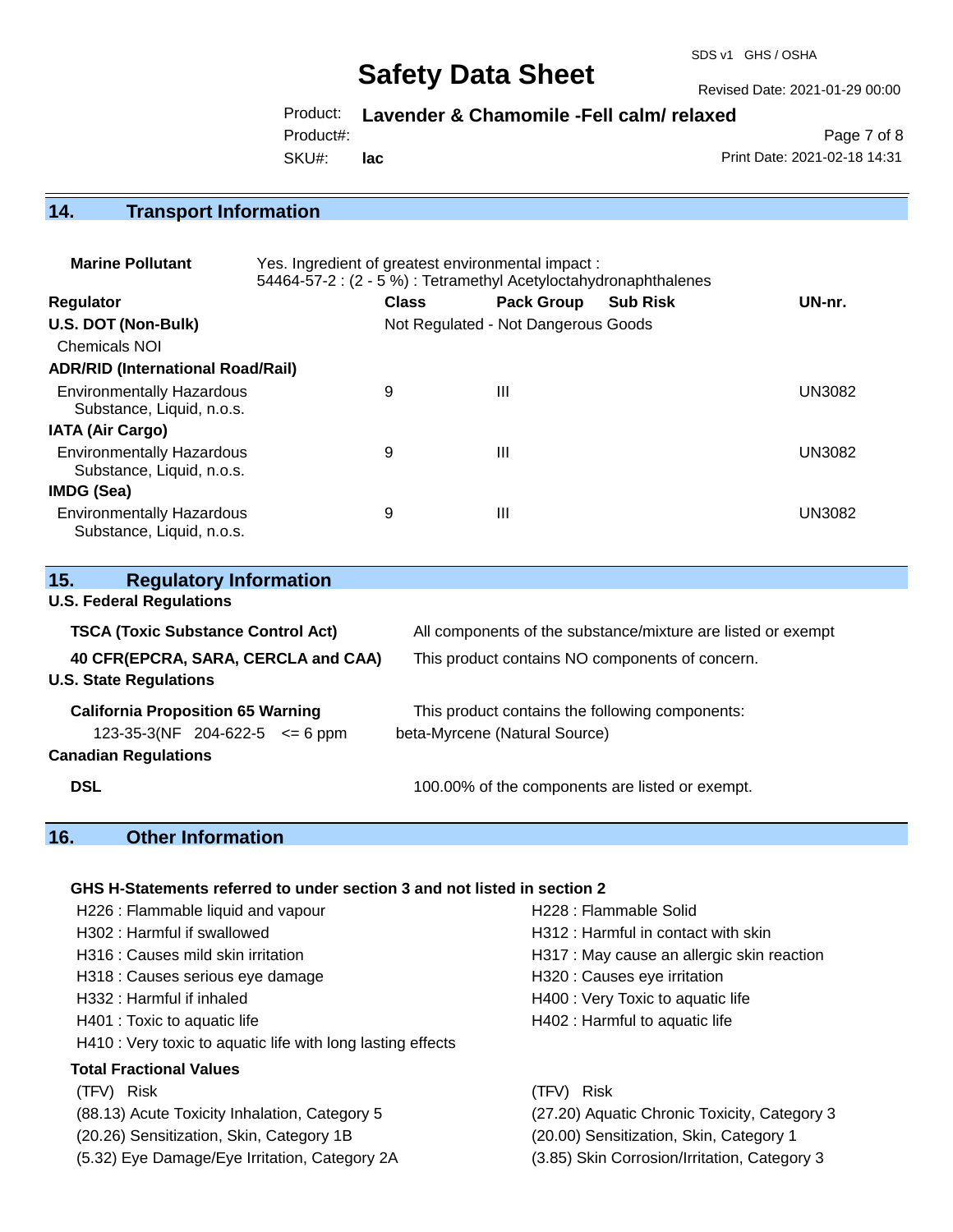## 14. Transport Information

**Marine Pollutant** Yes. Ingredient of greatest environmental impact :
54464-57-2 : (2 - 5 %) : Tetramethyl Acetyloctahydronaphthalenes

| Regulator | Class | Pack Group | Sub Risk | UN-nr. |
|---|---|---|---|---|
| **U.S. DOT (Non-Bulk)** | Not Regulated - Not Dangerous Goods | | | |
| Chemicals NOI | | | | |
| **ADR/RID (International Road/Rail)** | | | | |
| Environmentally Hazardous Substance, Liquid, n.o.s. | 9 | III | | UN3082 |
| **IATA (Air Cargo)** | | | | |
| Environmentally Hazardous Substance, Liquid, n.o.s. | 9 | III | | UN3082 |
| **IMDG (Sea)** | | | | |
| Environmentally Hazardous Substance, Liquid, n.o.s. | 9 | III | | UN3082 |

## 15. Regulatory Information

**U.S. Federal Regulations**

**TSCA (Toxic Substance Control Act)** All components of the substance/mixture are listed or exempt

**40 CFR(EPCRA, SARA, CERCLA and CAA)** This product contains NO components of concern.

**U.S. State Regulations**

**California Proposition 65 Warning** This product contains the following components:

123-35-3(NF 204-622-5 <= 6 ppm beta-Myrcene (Natural Source)

**Canadian Regulations**

**DSL** 100.00% of the components are listed or exempt.

## 16. Other Information

**GHS H-Statements referred to under section 3 and not listed in section 2**

H226 : Flammable liquid and vapour
H228 : Flammable Solid
H302 : Harmful if swallowed
H312 : Harmful in contact with skin
H316 : Causes mild skin irritation
H317 : May cause an allergic skin reaction
H318 : Causes serious eye damage
H320 : Causes eye irritation
H332 : Harmful if inhaled
H400 : Very Toxic to aquatic life
H401 : Toxic to aquatic life
H402 : Harmful to aquatic life
H410 : Very toxic to aquatic life with long lasting effects

**Total Fractional Values**

(TFV) Risk
(88.13) Acute Toxicity Inhalation, Category 5
(27.20) Aquatic Chronic Toxicity, Category 3
(20.26) Sensitization, Skin, Category 1B
(20.00) Sensitization, Skin, Category 1
(5.32) Eye Damage/Eye Irritation, Category 2A
(3.85) Skin Corrosion/Irritation, Category 3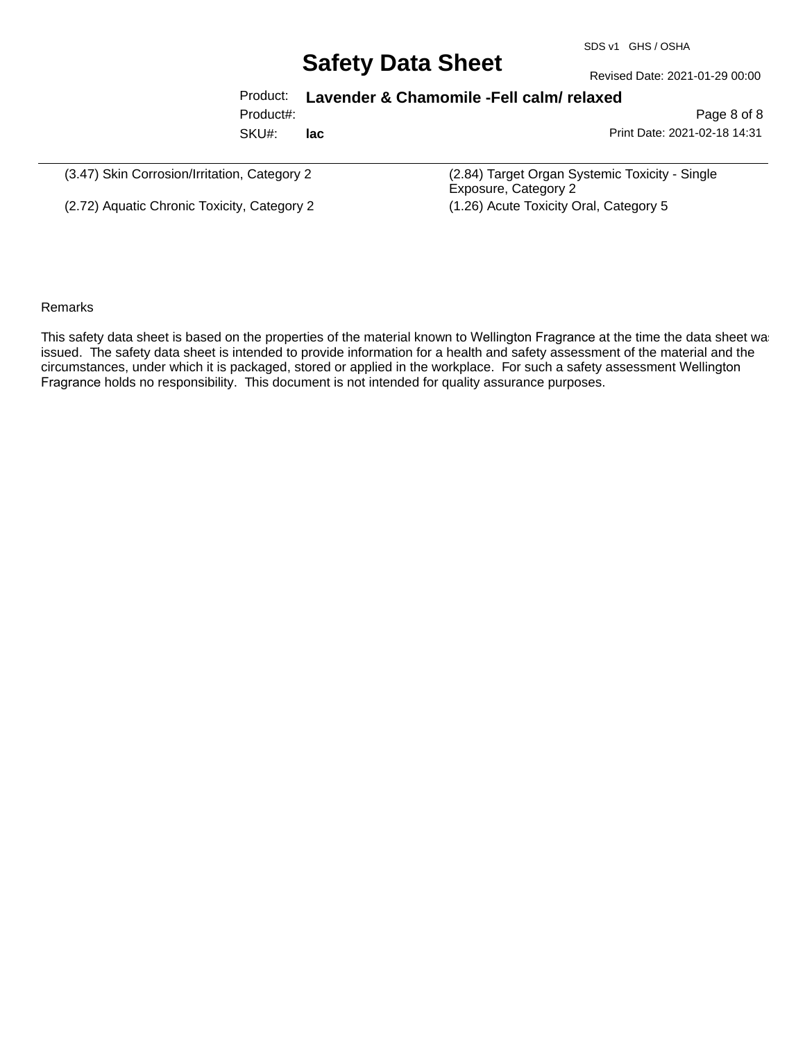(3.47) Skin Corrosion/Irritation, Category 2

(2.84) Target Organ Systemic Toxicity - Single Exposure, Category 2

(2.72) Aquatic Chronic Toxicity, Category 2

(1.26) Acute Toxicity Oral, Category 5

Remarks

This safety data sheet is based on the properties of the material known to Wellington Fragrance at the time the data sheet was issued. The safety data sheet is intended to provide information for a health and safety assessment of the material and the circumstances, under which it is packaged, stored or applied in the workplace. For such a safety assessment Wellington Fragrance holds no responsibility. This document is not intended for quality assurance purposes.